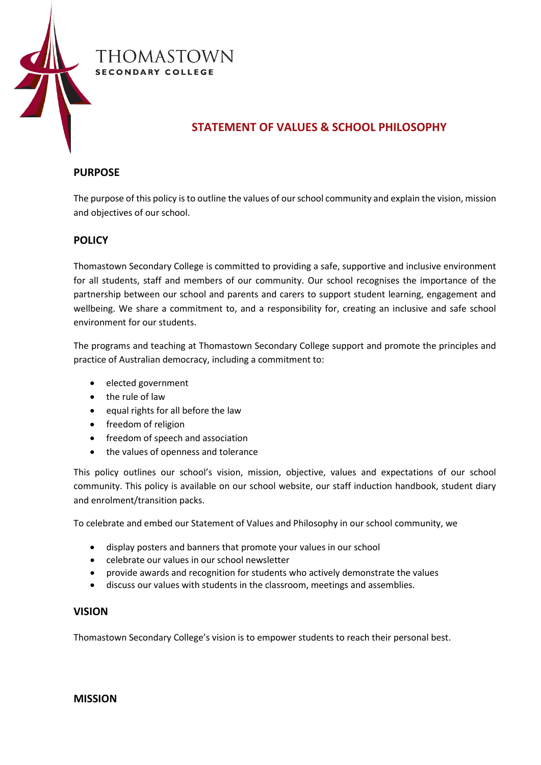THOMASTOWN

SECONDARY COLLEGE

# STATEMENT OF VALUES & SCHOOL PHILOSOPHY

## PURPOSE

The purpose of this policy is to outline the values of our school community and explain the vision, mission and objectives of our school.

## POLICY

Thomastown Secondary College is committed to providing a safe, supportive and inclusive environment for all students, staff and members of our community. Our school recognises the importance of the partnership between our school and parents and carers to support student learning, engagement and wellbeing. We share a commitment to, and a responsibility for, creating an inclusive and safe school environment for our students.

The programs and teaching at Thomastown Secondary College support and promote the principles and practice of Australian democracy, including a commitment to:

- elected government
- the rule of law
- equal rights for all before the law
- freedom of religion
- freedom of speech and association
- the values of openness and tolerance

This policy outlines our school's vision, mission, objective, values and expectations of our school community. This policy is available on our school website, our staff induction handbook, student diary and enrolment/transition packs.

To celebrate and embed our Statement of Values and Philosophy in our school community, we

- display posters and banners that promote your values in our school
- celebrate our values in our school newsletter
- provide awards and recognition for students who actively demonstrate the values
- discuss our values with students in the classroom, meetings and assemblies.

## VISION

Thomastown Secondary College's vision is to empower students to reach their personal best.

## MISSION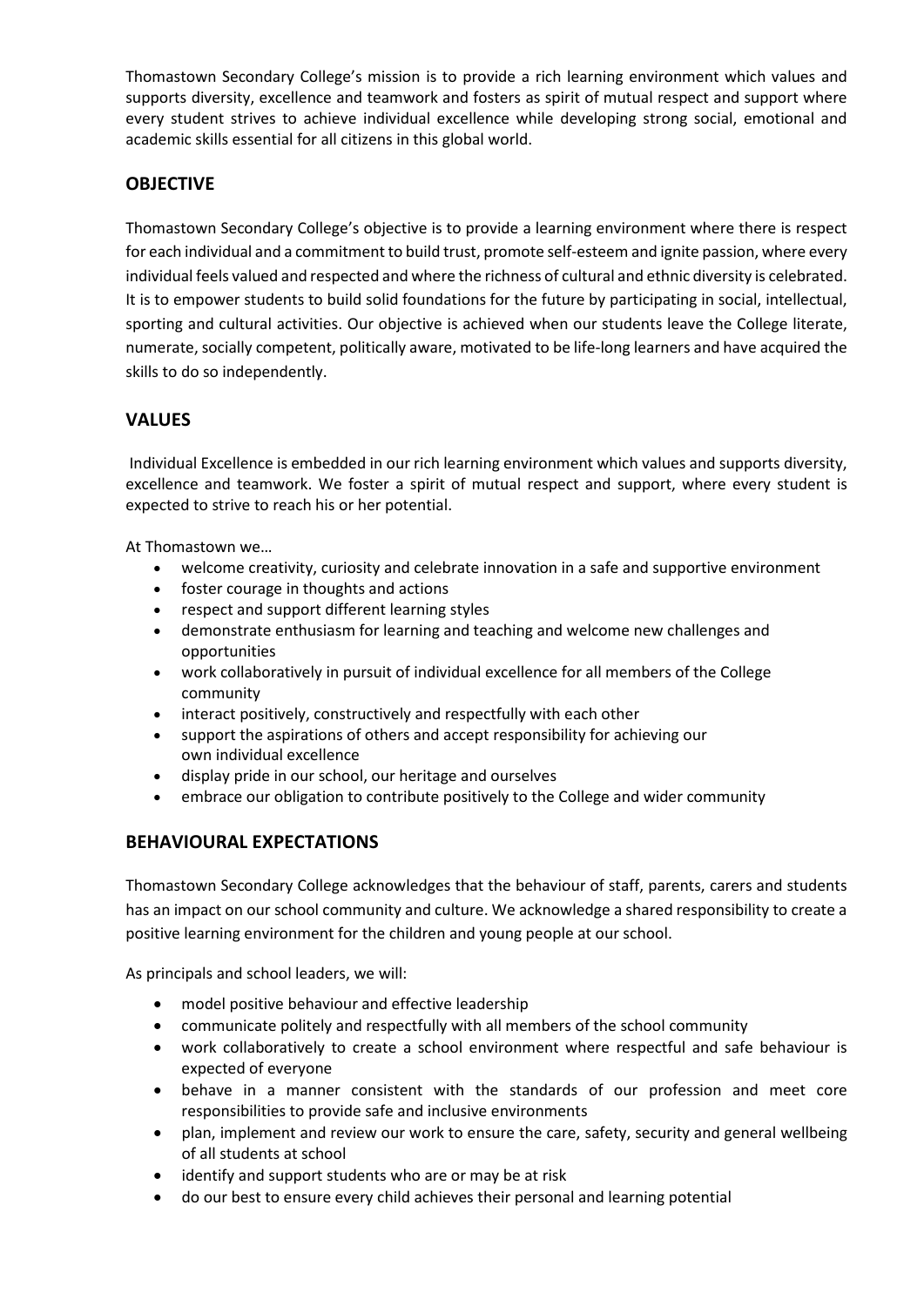Thomastown Secondary College's mission is to provide a rich learning environment which values and supports diversity, excellence and teamwork and fosters as spirit of mutual respect and support where every student strives to achieve individual excellence while developing strong social, emotional and academic skills essential for all citizens in this global world.

## OBJECTIVE

Thomastown Secondary College's objective is to provide a learning environment where there is respect for each individual and a commitment to build trust, promote self-esteem and ignite passion, where every individual feels valued and respected and where the richness of cultural and ethnic diversity is celebrated. It is to empower students to build solid foundations for the future by participating in social, intellectual, sporting and cultural activities. Our objective is achieved when our students leave the College literate, numerate, socially competent, politically aware, motivated to be life-long learners and have acquired the skills to do so independently.

## VALUES

Individual Excellence is embedded in our rich learning environment which values and supports diversity, excellence and teamwork. We foster a spirit of mutual respect and support, where every student is expected to strive to reach his or her potential.

At Thomastown we…

- welcome creativity, curiosity and celebrate innovation in a safe and supportive environment
- foster courage in thoughts and actions
- respect and support different learning styles
- demonstrate enthusiasm for learning and teaching and welcome new challenges and opportunities
- work collaboratively in pursuit of individual excellence for all members of the College community
- interact positively, constructively and respectfully with each other
- support the aspirations of others and accept responsibility for achieving our own individual excellence
- display pride in our school, our heritage and ourselves
- embrace our obligation to contribute positively to the College and wider community

## BEHAVIOURAL EXPECTATIONS

Thomastown Secondary College acknowledges that the behaviour of staff, parents, carers and students has an impact on our school community and culture. We acknowledge a shared responsibility to create a positive learning environment for the children and young people at our school.

As principals and school leaders, we will:

- model positive behaviour and effective leadership
- communicate politely and respectfully with all members of the school community
- work collaboratively to create a school environment where respectful and safe behaviour is expected of everyone
- behave in a manner consistent with the standards of our profession and meet core responsibilities to provide safe and inclusive environments
- plan, implement and review our work to ensure the care, safety, security and general wellbeing of all students at school
- identify and support students who are or may be at risk
- do our best to ensure every child achieves their personal and learning potential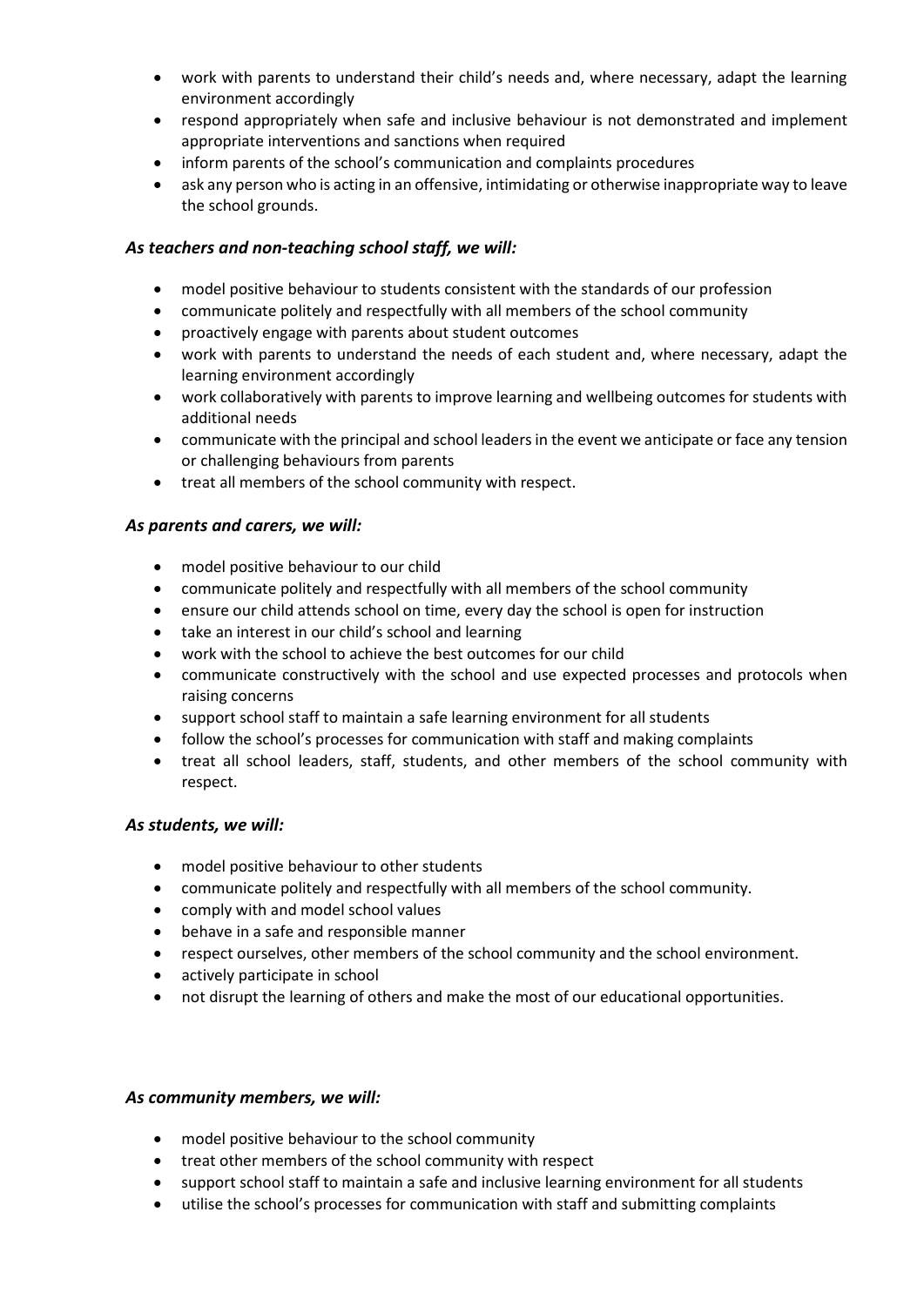- work with parents to understand their child's needs and, where necessary, adapt the learning environment accordingly
- respond appropriately when safe and inclusive behaviour is not demonstrated and implement appropriate interventions and sanctions when required
- inform parents of the school's communication and complaints procedures
- ask any person who is acting in an offensive, intimidating or otherwise inappropriate way to leave the school grounds.

### *As teachers and non-teaching school staff, we will:*

- model positive behaviour to students consistent with the standards of our profession
- communicate politely and respectfully with all members of the school community
- proactively engage with parents about student outcomes
- work with parents to understand the needs of each student and, where necessary, adapt the learning environment accordingly
- work collaboratively with parents to improve learning and wellbeing outcomes for students with additional needs
- communicate with the principal and school leaders in the event we anticipate or face any tension or challenging behaviours from parents
- treat all members of the school community with respect.

### *As parents and carers, we will:*

- model positive behaviour to our child
- communicate politely and respectfully with all members of the school community
- ensure our child attends school on time, every day the school is open for instruction
- take an interest in our child's school and learning
- work with the school to achieve the best outcomes for our child
- communicate constructively with the school and use expected processes and protocols when raising concerns
- support school staff to maintain a safe learning environment for all students
- follow the school's processes for communication with staff and making complaints
- treat all school leaders, staff, students, and other members of the school community with respect.

### *As students, we will:*

- model positive behaviour to other students
- communicate politely and respectfully with all members of the school community.
- comply with and model school values
- behave in a safe and responsible manner
- respect ourselves, other members of the school community and the school environment.
- actively participate in school
- not disrupt the learning of others and make the most of our educational opportunities.

### *As community members, we will:*

- model positive behaviour to the school community
- treat other members of the school community with respect
- support school staff to maintain a safe and inclusive learning environment for all students
- utilise the school's processes for communication with staff and submitting complaints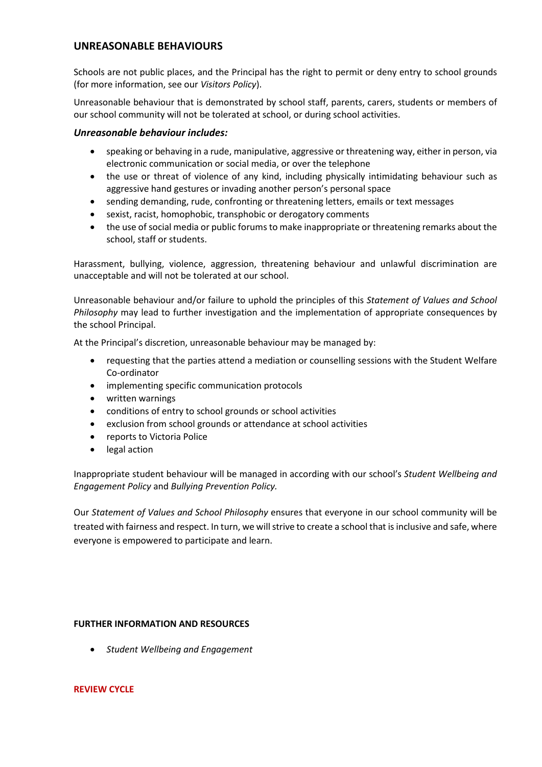## UNREASONABLE BEHAVIOURS

Schools are not public places, and the Principal has the right to permit or deny entry to school grounds (for more information, see our *Visitors Policy*).

Unreasonable behaviour that is demonstrated by school staff, parents, carers, students or members of our school community will not be tolerated at school, or during school activities.

### *Unreasonable behaviour includes:*

- speaking or behaving in a rude, manipulative, aggressive or threatening way, either in person, via electronic communication or social media, or over the telephone
- the use or threat of violence of any kind, including physically intimidating behaviour such as aggressive hand gestures or invading another person's personal space
- sending demanding, rude, confronting or threatening letters, emails or text messages
- sexist, racist, homophobic, transphobic or derogatory comments
- the use of social media or public forums to make inappropriate or threatening remarks about the school, staff or students.

Harassment, bullying, violence, aggression, threatening behaviour and unlawful discrimination are unacceptable and will not be tolerated at our school.

Unreasonable behaviour and/or failure to uphold the principles of this *Statement of Values and School Philosophy* may lead to further investigation and the implementation of appropriate consequences by the school Principal.

At the Principal's discretion, unreasonable behaviour may be managed by:

- requesting that the parties attend a mediation or counselling sessions with the Student Welfare Co-ordinator
- implementing specific communication protocols
- written warnings
- conditions of entry to school grounds or school activities
- exclusion from school grounds or attendance at school activities
- reports to Victoria Police
- legal action

Inappropriate student behaviour will be managed in according with our school's *Student Wellbeing and Engagement Policy* and *Bullying Prevention Policy.*

Our *Statement of Values and School Philosophy* ensures that everyone in our school community will be treated with fairness and respect. In turn, we will strive to create a school that is inclusive and safe, where everyone is empowered to participate and learn.

#### FURTHER INFORMATION AND RESOURCES

- *Student Wellbeing and Engagement*

#### REVIEW CYCLE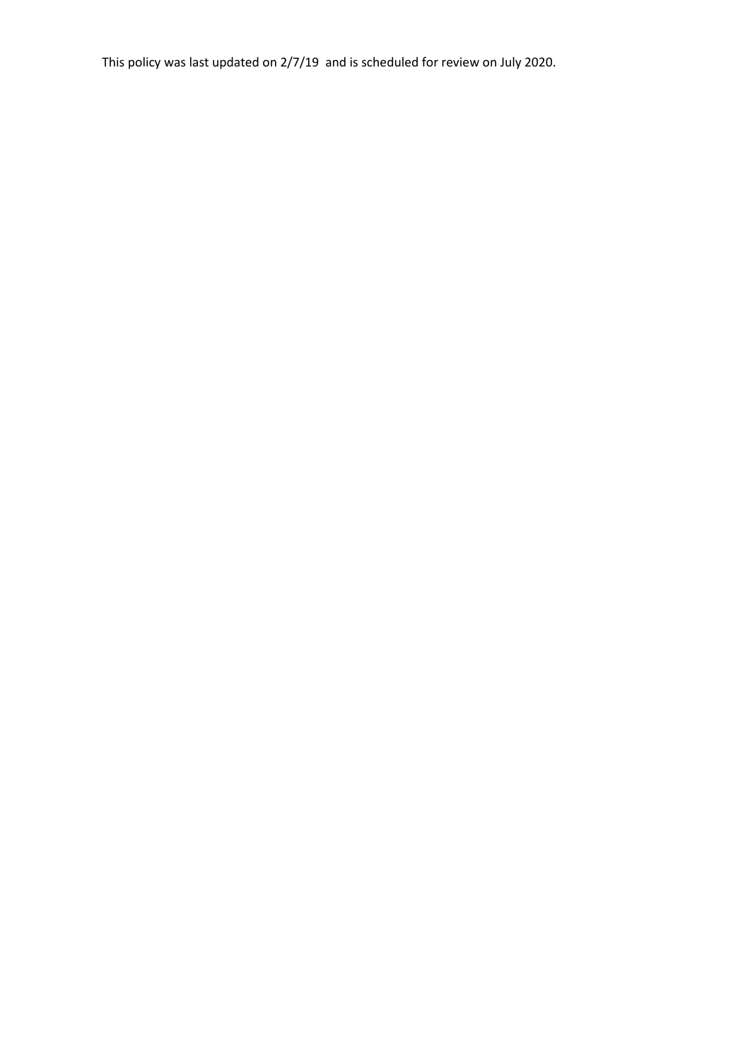This policy was last updated on 2/7/19 and is scheduled for review on July 2020.